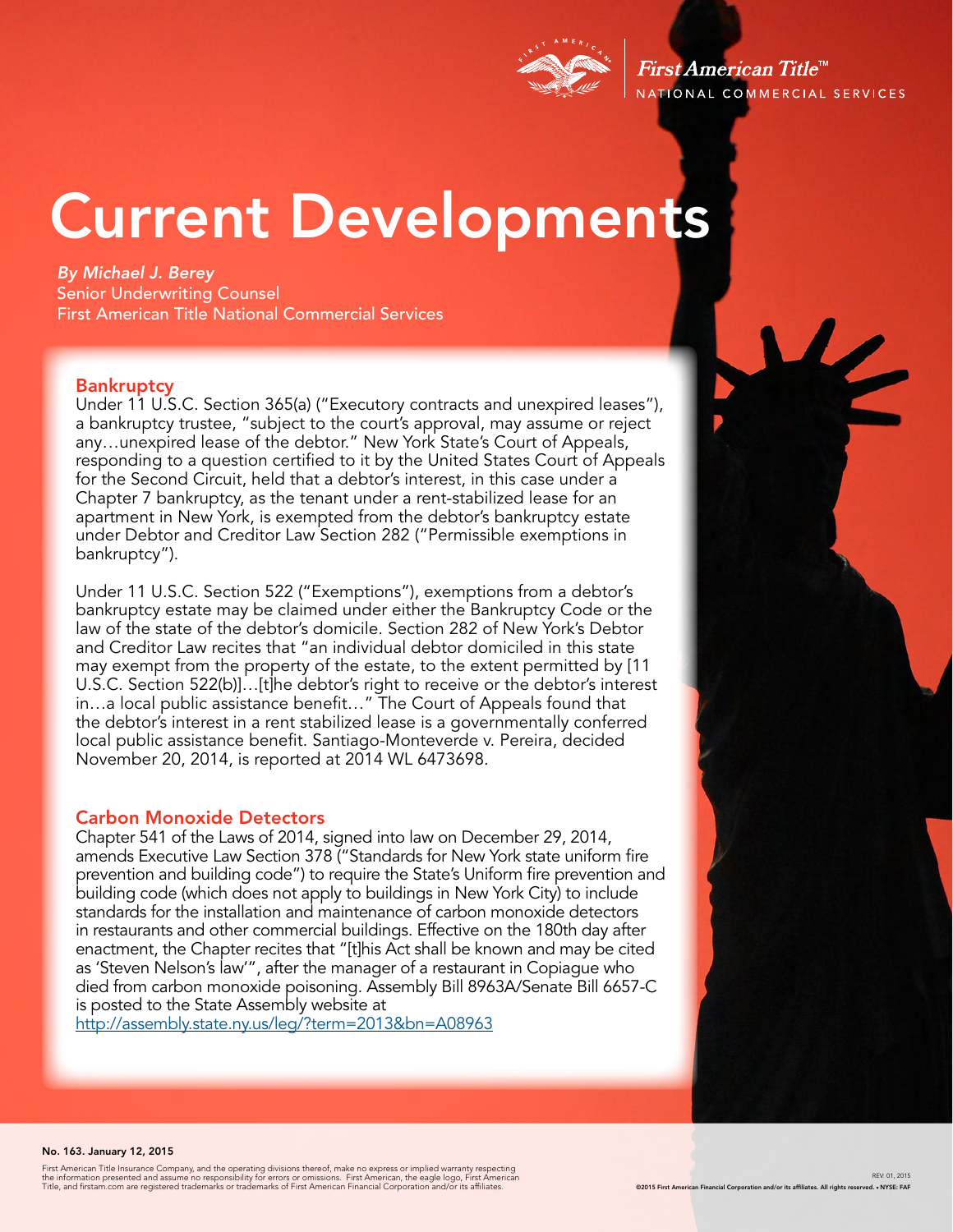First American Title™
NATIONAL COMMERCIAL SERVICES

# Current Developments

*By Michael J. Berey*
Senior Underwriting Counsel
First American Title National Commercial Services

## Bankruptcy

Under 11 U.S.C. Section 365(a) ("Executory contracts and unexpired leases"), a bankruptcy trustee, "subject to the court's approval, may assume or reject any…unexpired lease of the debtor." New York State's Court of Appeals, responding to a question certified to it by the United States Court of Appeals for the Second Circuit, held that a debtor's interest, in this case under a Chapter 7 bankruptcy, as the tenant under a rent-stabilized lease for an apartment in New York, is exempted from the debtor's bankruptcy estate under Debtor and Creditor Law Section 282 ("Permissible exemptions in bankruptcy").

Under 11 U.S.C. Section 522 ("Exemptions"), exemptions from a debtor's bankruptcy estate may be claimed under either the Bankruptcy Code or the law of the state of the debtor's domicile. Section 282 of New York's Debtor and Creditor Law recites that "an individual debtor domiciled in this state may exempt from the property of the estate, to the extent permitted by [11 U.S.C. Section 522(b)]…[t]he debtor's right to receive or the debtor's interest in…a local public assistance benefit…" The Court of Appeals found that the debtor's interest in a rent stabilized lease is a governmentally conferred local public assistance benefit. Santiago-Monteverde v. Pereira, decided November 20, 2014, is reported at 2014 WL 6473698.

## Carbon Monoxide Detectors

Chapter 541 of the Laws of 2014, signed into law on December 29, 2014, amends Executive Law Section 378 ("Standards for New York state uniform fire prevention and building code") to require the State's Uniform fire prevention and building code (which does not apply to buildings in New York City) to include standards for the installation and maintenance of carbon monoxide detectors in restaurants and other commercial buildings. Effective on the 180th day after enactment, the Chapter recites that "[t]his Act shall be known and may be cited as 'Steven Nelson's law'", after the manager of a restaurant in Copiague who died from carbon monoxide poisoning. Assembly Bill 8963A/Senate Bill 6657-C is posted to the State Assembly website at http://assembly.state.ny.us/leg/?term=2013&bn=A08963

**No. 163. January 12, 2015**

First American Title Insurance Company, and the operating divisions thereof, make no express or implied warranty respecting the information presented and assume no responsibility for errors or omissions. First American, the eagle logo, First American Title, and firstam.com are registered trademarks or trademarks of First American Financial Corporation and/or its affiliates.

REV. 01, 2015
©2015 First American Financial Corporation and/or its affiliates. All rights reserved. • NYSE: FAF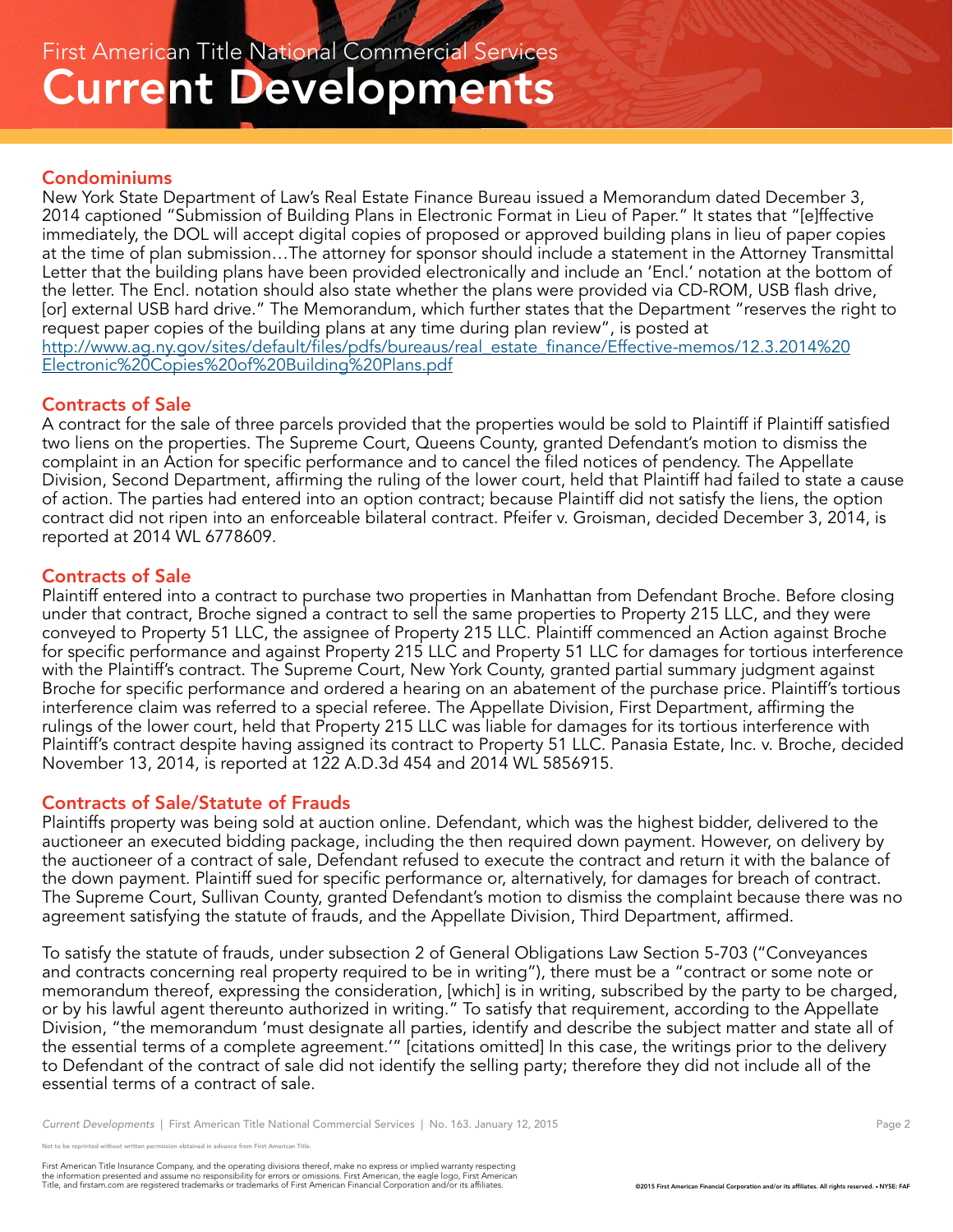## Condominiums

New York State Department of Law's Real Estate Finance Bureau issued a Memorandum dated December 3, 2014 captioned "Submission of Building Plans in Electronic Format in Lieu of Paper." It states that "[e]ffective immediately, the DOL will accept digital copies of proposed or approved building plans in lieu of paper copies at the time of plan submission…The attorney for sponsor should include a statement in the Attorney Transmittal Letter that the building plans have been provided electronically and include an 'Encl.' notation at the bottom of the letter. The Encl. notation should also state whether the plans were provided via CD-ROM, USB flash drive, [or] external USB hard drive." The Memorandum, which further states that the Department "reserves the right to request paper copies of the building plans at any time during plan review", is posted at http://www.ag.ny.gov/sites/default/files/pdfs/bureaus/real_estate_finance/Effective-memos/12.3.2014%20Electronic%20Copies%20of%20Building%20Plans.pdf

## Contracts of Sale

A contract for the sale of three parcels provided that the properties would be sold to Plaintiff if Plaintiff satisfied two liens on the properties. The Supreme Court, Queens County, granted Defendant's motion to dismiss the complaint in an Action for specific performance and to cancel the filed notices of pendency. The Appellate Division, Second Department, affirming the ruling of the lower court, held that Plaintiff had failed to state a cause of action. The parties had entered into an option contract; because Plaintiff did not satisfy the liens, the option contract did not ripen into an enforceable bilateral contract. Pfeifer v. Groisman, decided December 3, 2014, is reported at 2014 WL 6778609.

## Contracts of Sale

Plaintiff entered into a contract to purchase two properties in Manhattan from Defendant Broche. Before closing under that contract, Broche signed a contract to sell the same properties to Property 215 LLC, and they were conveyed to Property 51 LLC, the assignee of Property 215 LLC. Plaintiff commenced an Action against Broche for specific performance and against Property 215 LLC and Property 51 LLC for damages for tortious interference with the Plaintiff's contract. The Supreme Court, New York County, granted partial summary judgment against Broche for specific performance and ordered a hearing on an abatement of the purchase price. Plaintiff's tortious interference claim was referred to a special referee. The Appellate Division, First Department, affirming the rulings of the lower court, held that Property 215 LLC was liable for damages for its tortious interference with Plaintiff's contract despite having assigned its contract to Property 51 LLC. Panasia Estate, Inc. v. Broche, decided November 13, 2014, is reported at 122 A.D.3d 454 and 2014 WL 5856915.

## Contracts of Sale/Statute of Frauds

Plaintiffs property was being sold at auction online. Defendant, which was the highest bidder, delivered to the auctioneer an executed bidding package, including the then required down payment. However, on delivery by the auctioneer of a contract of sale, Defendant refused to execute the contract and return it with the balance of the down payment. Plaintiff sued for specific performance or, alternatively, for damages for breach of contract. The Supreme Court, Sullivan County, granted Defendant's motion to dismiss the complaint because there was no agreement satisfying the statute of frauds, and the Appellate Division, Third Department, affirmed.

To satisfy the statute of frauds, under subsection 2 of General Obligations Law Section 5-703 ("Conveyances and contracts concerning real property required to be in writing"), there must be a "contract or some note or memorandum thereof, expressing the consideration, [which] is in writing, subscribed by the party to be charged, or by his lawful agent thereunto authorized in writing." To satisfy that requirement, according to the Appellate Division, "the memorandum 'must designate all parties, identify and describe the subject matter and state all of the essential terms of a complete agreement.'" [citations omitted] In this case, the writings prior to the delivery to Defendant of the contract of sale did not identify the selling party; therefore they did not include all of the essential terms of a contract of sale.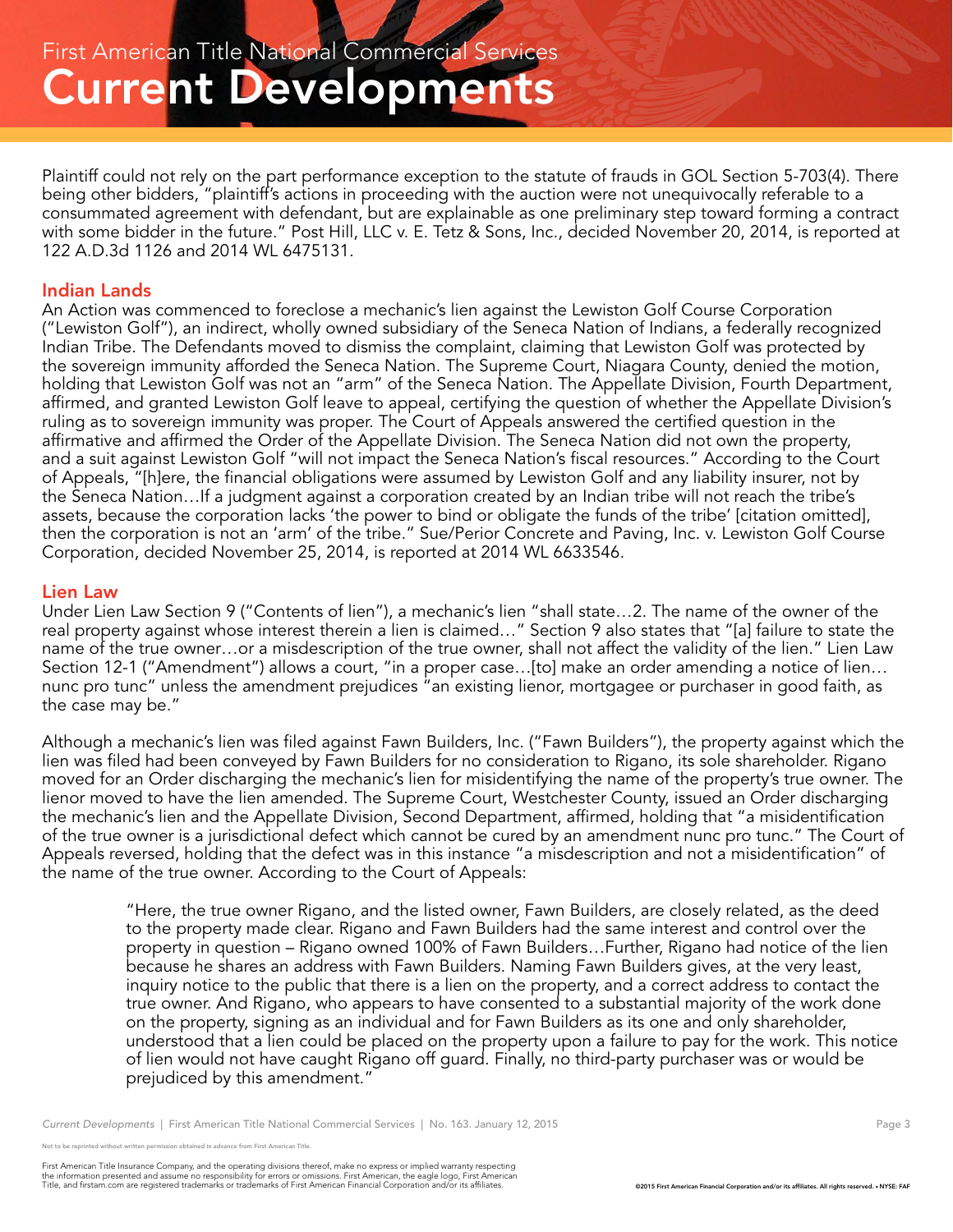Plaintiff could not rely on the part performance exception to the statute of frauds in GOL Section 5-703(4). There being other bidders, "plaintiff's actions in proceeding with the auction were not unequivocally referable to a consummated agreement with defendant, but are explainable as one preliminary step toward forming a contract with some bidder in the future." Post Hill, LLC v. E. Tetz & Sons, Inc., decided November 20, 2014, is reported at 122 A.D.3d 1126 and 2014 WL 6475131.

## Indian Lands

An Action was commenced to foreclose a mechanic's lien against the Lewiston Golf Course Corporation ("Lewiston Golf"), an indirect, wholly owned subsidiary of the Seneca Nation of Indians, a federally recognized Indian Tribe. The Defendants moved to dismiss the complaint, claiming that Lewiston Golf was protected by the sovereign immunity afforded the Seneca Nation. The Supreme Court, Niagara County, denied the motion, holding that Lewiston Golf was not an "arm" of the Seneca Nation. The Appellate Division, Fourth Department, affirmed, and granted Lewiston Golf leave to appeal, certifying the question of whether the Appellate Division's ruling as to sovereign immunity was proper. The Court of Appeals answered the certified question in the affirmative and affirmed the Order of the Appellate Division. The Seneca Nation did not own the property, and a suit against Lewiston Golf "will not impact the Seneca Nation's fiscal resources." According to the Court of Appeals, "[h]ere, the financial obligations were assumed by Lewiston Golf and any liability insurer, not by the Seneca Nation…If a judgment against a corporation created by an Indian tribe will not reach the tribe's assets, because the corporation lacks 'the power to bind or obligate the funds of the tribe' [citation omitted], then the corporation is not an 'arm' of the tribe." Sue/Perior Concrete and Paving, Inc. v. Lewiston Golf Course Corporation, decided November 25, 2014, is reported at 2014 WL 6633546.

## Lien Law

Under Lien Law Section 9 ("Contents of lien"), a mechanic's lien "shall state…2. The name of the owner of the real property against whose interest therein a lien is claimed…" Section 9 also states that "[a] failure to state the name of the true owner…or a misdescription of the true owner, shall not affect the validity of the lien." Lien Law Section 12-1 ("Amendment") allows a court, "in a proper case…[to] make an order amending a notice of lien… nunc pro tunc" unless the amendment prejudices "an existing lienor, mortgagee or purchaser in good faith, as the case may be."

Although a mechanic's lien was filed against Fawn Builders, Inc. ("Fawn Builders"), the property against which the lien was filed had been conveyed by Fawn Builders for no consideration to Rigano, its sole shareholder. Rigano moved for an Order discharging the mechanic's lien for misidentifying the name of the property's true owner. The lienor moved to have the lien amended. The Supreme Court, Westchester County, issued an Order discharging the mechanic's lien and the Appellate Division, Second Department, affirmed, holding that "a misidentification of the true owner is a jurisdictional defect which cannot be cured by an amendment nunc pro tunc." The Court of Appeals reversed, holding that the defect was in this instance "a misdescription and not a misidentification" of the name of the true owner. According to the Court of Appeals:

> "Here, the true owner Rigano, and the listed owner, Fawn Builders, are closely related, as the deed to the property made clear. Rigano and Fawn Builders had the same interest and control over the property in question – Rigano owned 100% of Fawn Builders…Further, Rigano had notice of the lien because he shares an address with Fawn Builders. Naming Fawn Builders gives, at the very least, inquiry notice to the public that there is a lien on the property, and a correct address to contact the true owner. And Rigano, who appears to have consented to a substantial majority of the work done on the property, signing as an individual and for Fawn Builders as its one and only shareholder, understood that a lien could be placed on the property upon a failure to pay for the work. This notice of lien would not have caught Rigano off guard. Finally, no third-party purchaser was or would be prejudiced by this amendment."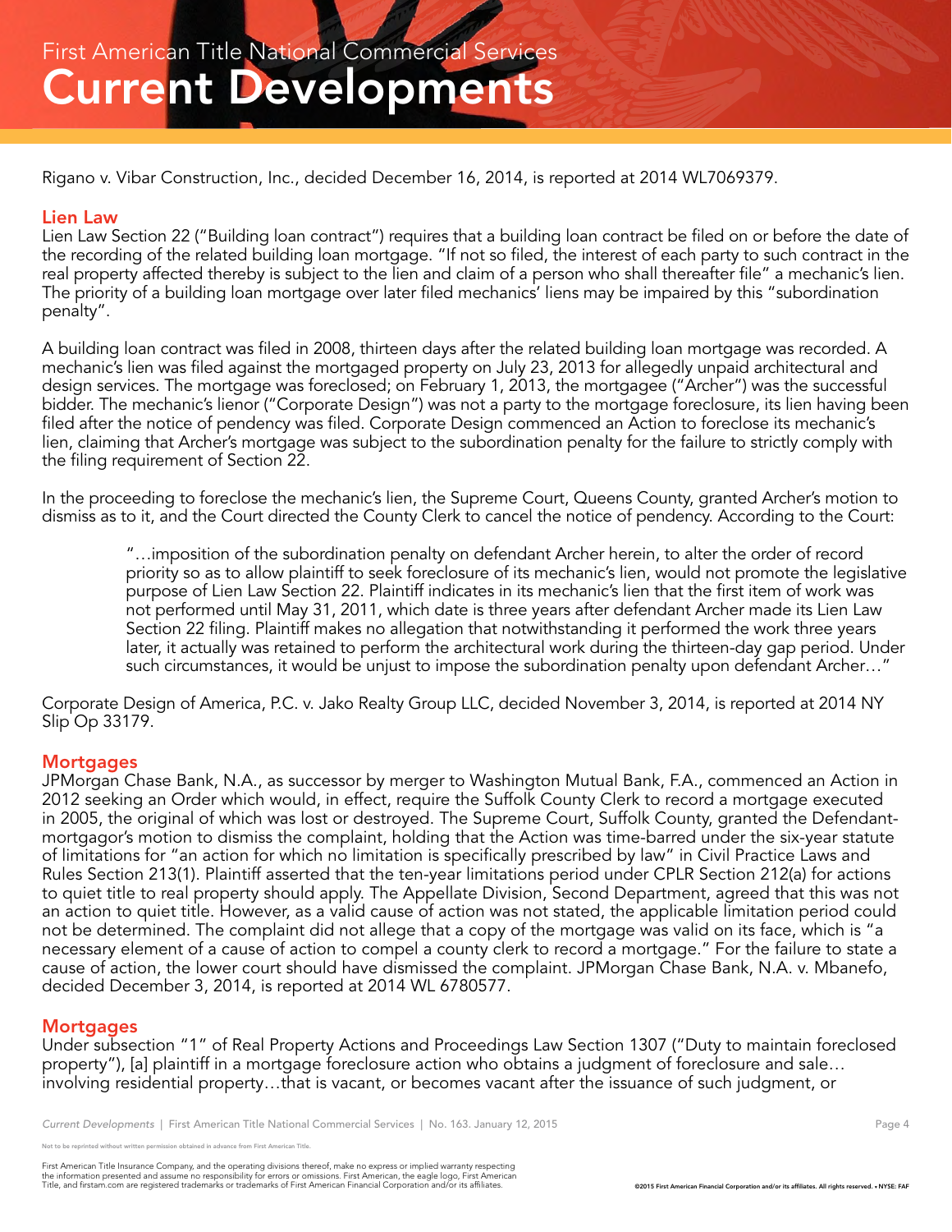Rigano v. Vibar Construction, Inc., decided December 16, 2014, is reported at 2014 WL7069379.

## Lien Law

Lien Law Section 22 ("Building loan contract") requires that a building loan contract be filed on or before the date of the recording of the related building loan mortgage. "If not so filed, the interest of each party to such contract in the real property affected thereby is subject to the lien and claim of a person who shall thereafter file" a mechanic's lien. The priority of a building loan mortgage over later filed mechanics' liens may be impaired by this "subordination penalty".

A building loan contract was filed in 2008, thirteen days after the related building loan mortgage was recorded. A mechanic's lien was filed against the mortgaged property on July 23, 2013 for allegedly unpaid architectural and design services. The mortgage was foreclosed; on February 1, 2013, the mortgagee ("Archer") was the successful bidder. The mechanic's lienor ("Corporate Design") was not a party to the mortgage foreclosure, its lien having been filed after the notice of pendency was filed. Corporate Design commenced an Action to foreclose its mechanic's lien, claiming that Archer's mortgage was subject to the subordination penalty for the failure to strictly comply with the filing requirement of Section 22.

In the proceeding to foreclose the mechanic's lien, the Supreme Court, Queens County, granted Archer's motion to dismiss as to it, and the Court directed the County Clerk to cancel the notice of pendency. According to the Court:

> "…imposition of the subordination penalty on defendant Archer herein, to alter the order of record priority so as to allow plaintiff to seek foreclosure of its mechanic's lien, would not promote the legislative purpose of Lien Law Section 22. Plaintiff indicates in its mechanic's lien that the first item of work was not performed until May 31, 2011, which date is three years after defendant Archer made its Lien Law Section 22 filing. Plaintiff makes no allegation that notwithstanding it performed the work three years later, it actually was retained to perform the architectural work during the thirteen-day gap period. Under such circumstances, it would be unjust to impose the subordination penalty upon defendant Archer…"

Corporate Design of America, P.C. v. Jako Realty Group LLC, decided November 3, 2014, is reported at 2014 NY Slip Op 33179.

## Mortgages

JPMorgan Chase Bank, N.A., as successor by merger to Washington Mutual Bank, F.A., commenced an Action in 2012 seeking an Order which would, in effect, require the Suffolk County Clerk to record a mortgage executed in 2005, the original of which was lost or destroyed. The Supreme Court, Suffolk County, granted the Defendant-mortgagor's motion to dismiss the complaint, holding that the Action was time-barred under the six-year statute of limitations for "an action for which no limitation is specifically prescribed by law" in Civil Practice Laws and Rules Section 213(1). Plaintiff asserted that the ten-year limitations period under CPLR Section 212(a) for actions to quiet title to real property should apply. The Appellate Division, Second Department, agreed that this was not an action to quiet title. However, as a valid cause of action was not stated, the applicable limitation period could not be determined. The complaint did not allege that a copy of the mortgage was valid on its face, which is "a necessary element of a cause of action to compel a county clerk to record a mortgage." For the failure to state a cause of action, the lower court should have dismissed the complaint. JPMorgan Chase Bank, N.A. v. Mbanefo, decided December 3, 2014, is reported at 2014 WL 6780577.

## Mortgages

Under subsection "1" of Real Property Actions and Proceedings Law Section 1307 ("Duty to maintain foreclosed property"), [a] plaintiff in a mortgage foreclosure action who obtains a judgment of foreclosure and sale… involving residential property…that is vacant, or becomes vacant after the issuance of such judgment, or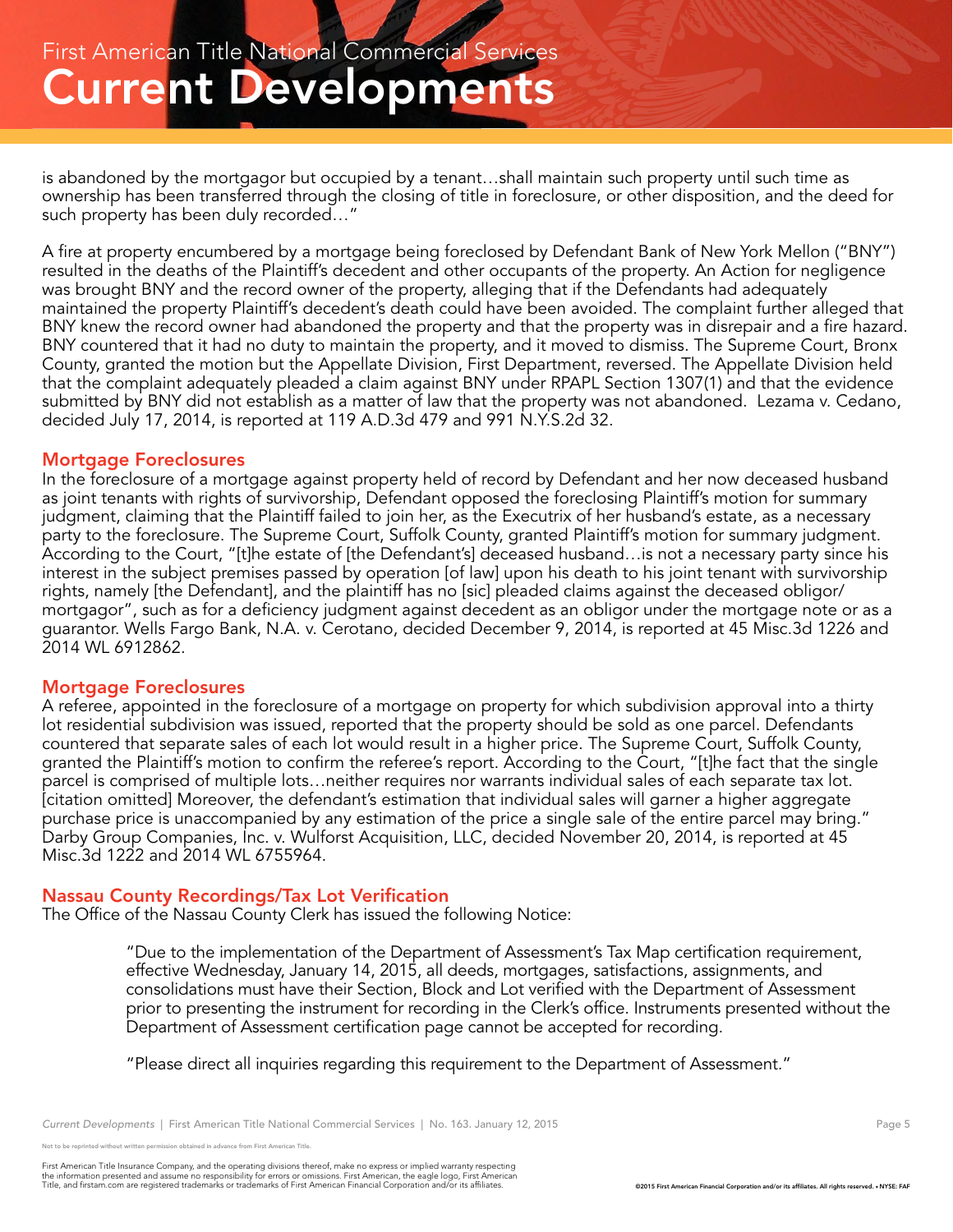is abandoned by the mortgagor but occupied by a tenant…shall maintain such property until such time as ownership has been transferred through the closing of title in foreclosure, or other disposition, and the deed for such property has been duly recorded…"

A fire at property encumbered by a mortgage being foreclosed by Defendant Bank of New York Mellon ("BNY") resulted in the deaths of the Plaintiff's decedent and other occupants of the property. An Action for negligence was brought BNY and the record owner of the property, alleging that if the Defendants had adequately maintained the property Plaintiff's decedent's death could have been avoided. The complaint further alleged that BNY knew the record owner had abandoned the property and that the property was in disrepair and a fire hazard. BNY countered that it had no duty to maintain the property, and it moved to dismiss. The Supreme Court, Bronx County, granted the motion but the Appellate Division, First Department, reversed. The Appellate Division held that the complaint adequately pleaded a claim against BNY under RPAPL Section 1307(1) and that the evidence submitted by BNY did not establish as a matter of law that the property was not abandoned. Lezama v. Cedano, decided July 17, 2014, is reported at 119 A.D.3d 479 and 991 N.Y.S.2d 32.

## Mortgage Foreclosures

In the foreclosure of a mortgage against property held of record by Defendant and her now deceased husband as joint tenants with rights of survivorship, Defendant opposed the foreclosing Plaintiff's motion for summary judgment, claiming that the Plaintiff failed to join her, as the Executrix of her husband's estate, as a necessary party to the foreclosure. The Supreme Court, Suffolk County, granted Plaintiff's motion for summary judgment. According to the Court, "[t]he estate of [the Defendant's] deceased husband…is not a necessary party since his interest in the subject premises passed by operation [of law] upon his death to his joint tenant with survivorship rights, namely [the Defendant], and the plaintiff has no [sic] pleaded claims against the deceased obligor/ mortgagor", such as for a deficiency judgment against decedent as an obligor under the mortgage note or as a guarantor. Wells Fargo Bank, N.A. v. Cerotano, decided December 9, 2014, is reported at 45 Misc.3d 1226 and 2014 WL 6912862.

## Mortgage Foreclosures

A referee, appointed in the foreclosure of a mortgage on property for which subdivision approval into a thirty lot residential subdivision was issued, reported that the property should be sold as one parcel. Defendants countered that separate sales of each lot would result in a higher price. The Supreme Court, Suffolk County, granted the Plaintiff's motion to confirm the referee's report. According to the Court, "[t]he fact that the single parcel is comprised of multiple lots…neither requires nor warrants individual sales of each separate tax lot. [citation omitted] Moreover, the defendant's estimation that individual sales will garner a higher aggregate purchase price is unaccompanied by any estimation of the price a single sale of the entire parcel may bring." Darby Group Companies, Inc. v. Wulforst Acquisition, LLC, decided November 20, 2014, is reported at 45 Misc.3d 1222 and 2014 WL 6755964.

## Nassau County Recordings/Tax Lot Verification

The Office of the Nassau County Clerk has issued the following Notice:

> "Due to the implementation of the Department of Assessment's Tax Map certification requirement, effective Wednesday, January 14, 2015, all deeds, mortgages, satisfactions, assignments, and consolidations must have their Section, Block and Lot verified with the Department of Assessment prior to presenting the instrument for recording in the Clerk's office. Instruments presented without the Department of Assessment certification page cannot be accepted for recording.
>
> "Please direct all inquiries regarding this requirement to the Department of Assessment."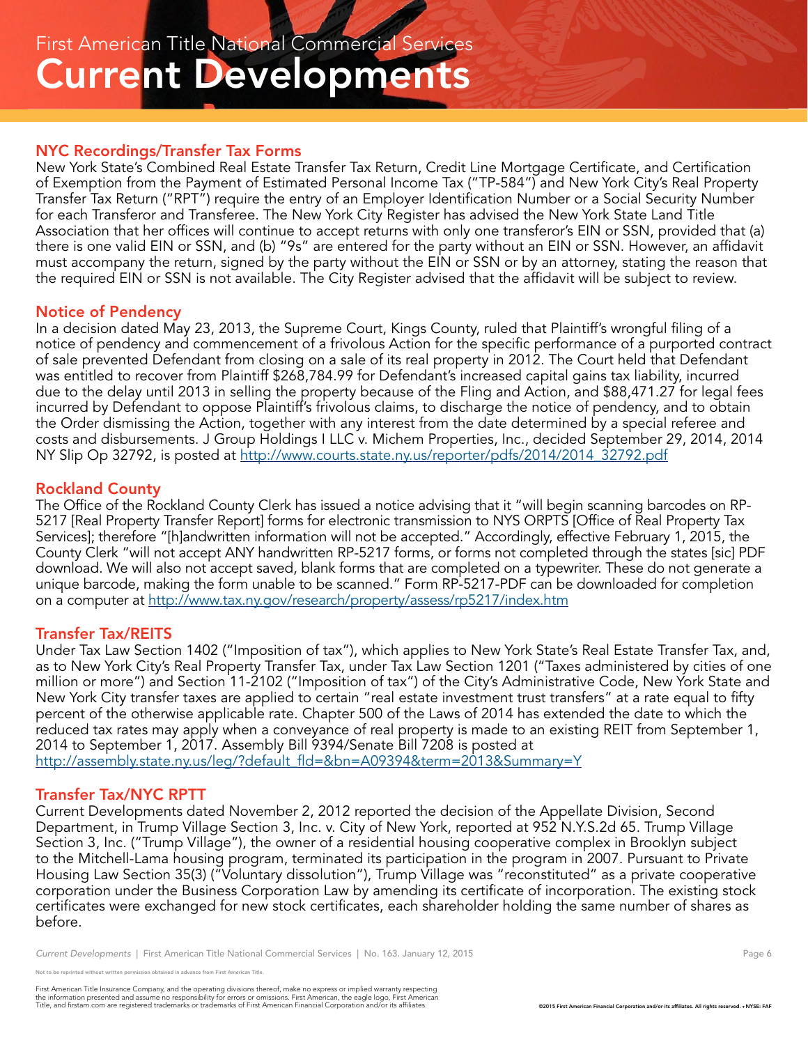## NYC Recordings/Transfer Tax Forms

New York State's Combined Real Estate Transfer Tax Return, Credit Line Mortgage Certificate, and Certification of Exemption from the Payment of Estimated Personal Income Tax ("TP-584") and New York City's Real Property Transfer Tax Return ("RPT") require the entry of an Employer Identification Number or a Social Security Number for each Transferor and Transferee. The New York City Register has advised the New York State Land Title Association that her offices will continue to accept returns with only one transferor's EIN or SSN, provided that (a) there is one valid EIN or SSN, and (b) "9s" are entered for the party without an EIN or SSN. However, an affidavit must accompany the return, signed by the party without the EIN or SSN or by an attorney, stating the reason that the required EIN or SSN is not available. The City Register advised that the affidavit will be subject to review.

## Notice of Pendency

In a decision dated May 23, 2013, the Supreme Court, Kings County, ruled that Plaintiff's wrongful filing of a notice of pendency and commencement of a frivolous Action for the specific performance of a purported contract of sale prevented Defendant from closing on a sale of its real property in 2012. The Court held that Defendant was entitled to recover from Plaintiff $268,784.99 for Defendant's increased capital gains tax liability, incurred due to the delay until 2013 in selling the property because of the Fling and Action, and $88,471.27 for legal fees incurred by Defendant to oppose Plaintiff's frivolous claims, to discharge the notice of pendency, and to obtain the Order dismissing the Action, together with any interest from the date determined by a special referee and costs and disbursements. J Group Holdings I LLC v. Michem Properties, Inc., decided September 29, 2014, 2014 NY Slip Op 32792, is posted at http://www.courts.state.ny.us/reporter/pdfs/2014/2014_32792.pdf

## Rockland County

The Office of the Rockland County Clerk has issued a notice advising that it "will begin scanning barcodes on RP-5217 [Real Property Transfer Report] forms for electronic transmission to NYS ORPTS [Office of Real Property Tax Services]; therefore "[h]andwritten information will not be accepted." Accordingly, effective February 1, 2015, the County Clerk "will not accept ANY handwritten RP-5217 forms, or forms not completed through the states [sic] PDF download. We will also not accept saved, blank forms that are completed on a typewriter. These do not generate a unique barcode, making the form unable to be scanned." Form RP-5217-PDF can be downloaded for completion on a computer at http://www.tax.ny.gov/research/property/assess/rp5217/index.htm

## Transfer Tax/REITS

Under Tax Law Section 1402 ("Imposition of tax"), which applies to New York State's Real Estate Transfer Tax, and, as to New York City's Real Property Transfer Tax, under Tax Law Section 1201 ("Taxes administered by cities of one million or more") and Section 11-2102 ("Imposition of tax") of the City's Administrative Code, New York State and New York City transfer taxes are applied to certain "real estate investment trust transfers" at a rate equal to fifty percent of the otherwise applicable rate. Chapter 500 of the Laws of 2014 has extended the date to which the reduced tax rates may apply when a conveyance of real property is made to an existing REIT from September 1, 2014 to September 1, 2017. Assembly Bill 9394/Senate Bill 7208 is posted at http://assembly.state.ny.us/leg/?default_fld=&bn=A09394&term=2013&Summary=Y

## Transfer Tax/NYC RPTT

Current Developments dated November 2, 2012 reported the decision of the Appellate Division, Second Department, in Trump Village Section 3, Inc. v. City of New York, reported at 952 N.Y.S.2d 65. Trump Village Section 3, Inc. ("Trump Village"), the owner of a residential housing cooperative complex in Brooklyn subject to the Mitchell-Lama housing program, terminated its participation in the program in 2007. Pursuant to Private Housing Law Section 35(3) ("Voluntary dissolution"), Trump Village was "reconstituted" as a private cooperative corporation under the Business Corporation Law by amending its certificate of incorporation. The existing stock certificates were exchanged for new stock certificates, each shareholder holding the same number of shares as before.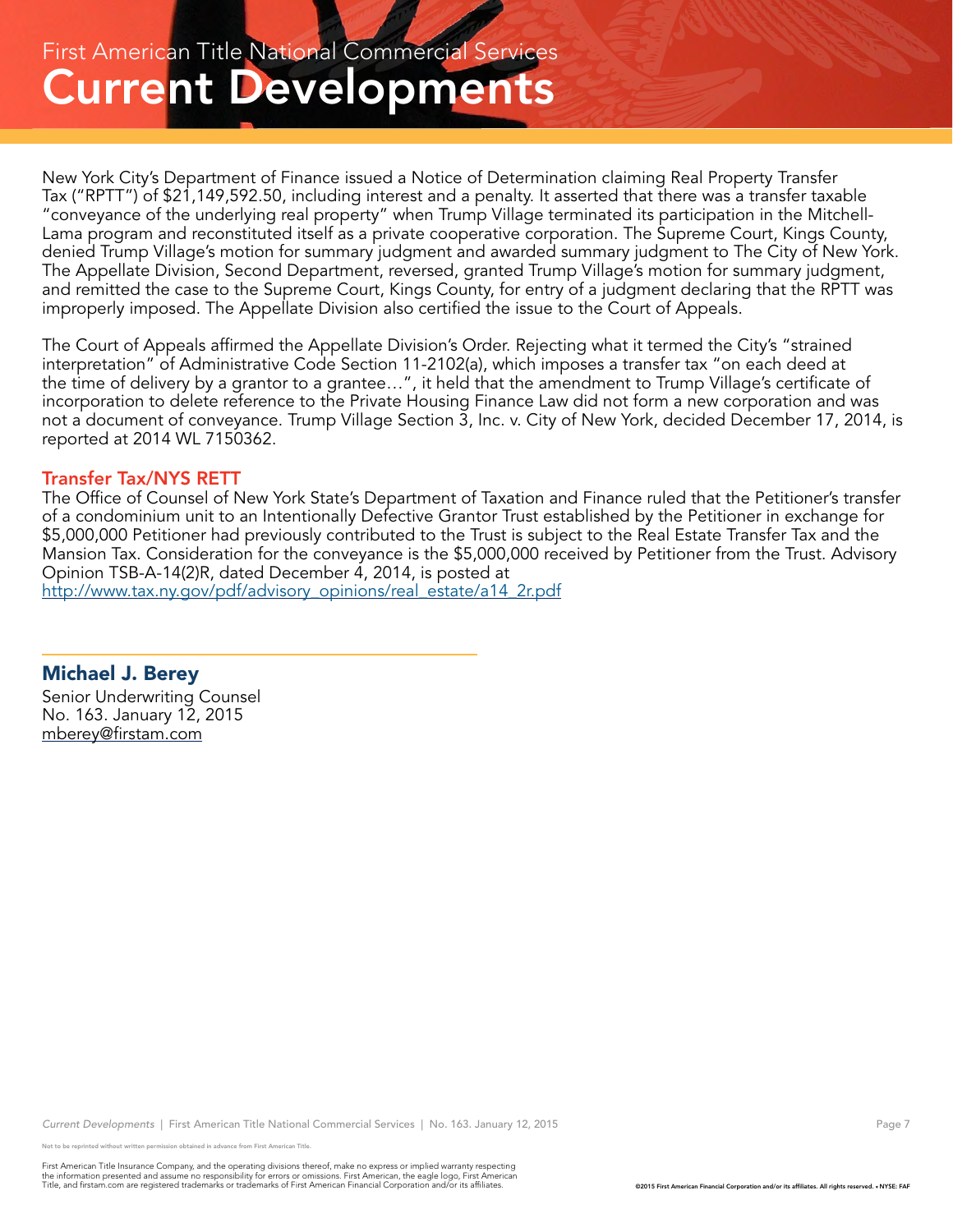New York City's Department of Finance issued a Notice of Determination claiming Real Property Transfer Tax ("RPTT") of $21,149,592.50, including interest and a penalty. It asserted that there was a transfer taxable "conveyance of the underlying real property" when Trump Village terminated its participation in the Mitchell-Lama program and reconstituted itself as a private cooperative corporation. The Supreme Court, Kings County, denied Trump Village's motion for summary judgment and awarded summary judgment to The City of New York. The Appellate Division, Second Department, reversed, granted Trump Village's motion for summary judgment, and remitted the case to the Supreme Court, Kings County, for entry of a judgment declaring that the RPTT was improperly imposed. The Appellate Division also certified the issue to the Court of Appeals.

The Court of Appeals affirmed the Appellate Division's Order. Rejecting what it termed the City's "strained interpretation" of Administrative Code Section 11-2102(a), which imposes a transfer tax "on each deed at the time of delivery by a grantor to a grantee…", it held that the amendment to Trump Village's certificate of incorporation to delete reference to the Private Housing Finance Law did not form a new corporation and was not a document of conveyance. Trump Village Section 3, Inc. v. City of New York, decided December 17, 2014, is reported at 2014 WL 7150362.

## Transfer Tax/NYS RETT

The Office of Counsel of New York State's Department of Taxation and Finance ruled that the Petitioner's transfer of a condominium unit to an Intentionally Defective Grantor Trust established by the Petitioner in exchange for $5,000,000 Petitioner had previously contributed to the Trust is subject to the Real Estate Transfer Tax and the Mansion Tax. Consideration for the conveyance is the $5,000,000 received by Petitioner from the Trust. Advisory Opinion TSB-A-14(2)R, dated December 4, 2014, is posted at http://www.tax.ny.gov/pdf/advisory_opinions/real_estate/a14_2r.pdf

---

**Michael J. Berey**
Senior Underwriting Counsel
No. 163. January 12, 2015
mberey@firstam.com